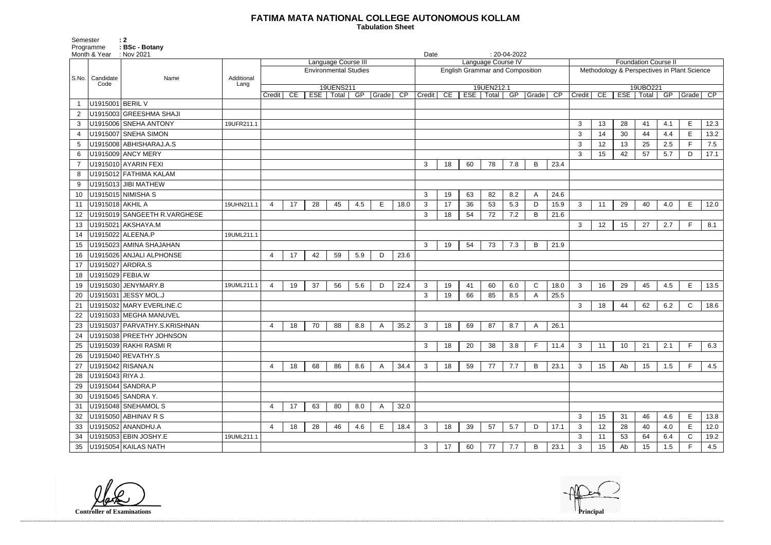# FATIMA MATA NATIONAL COLLEGE AUTONOMOUS KOLLAM

**Tabulation Sheet**

Semester : 2
Programme : BSc - Botany
Month & Year : Nov 2021
Date : 20-04-2022

| S.No. | Candidate Code | Name | Additional Lang | Language Course III Environmental Studies 19UENS211 | | | | | | | Language Course IV English Grammar and Composition 19UEN212.1 | | | | | | | Foundation Course II Methodology & Perspectives in Plant Science 19UBO221 | | | | | | |
|---|---|---|---|---|---|---|---|---|---|---|---|---|---|---|---|---|---|---|---|---|---|---|---|---|
| | | | | Credit | CE | ESE | Total | GP | Grade | CP | Credit | CE | ESE | Total | GP | Grade | CP | Credit | CE | ESE | Total | GP | Grade | CP |
| 1 | U1915001 | BERIL V | | | | | | | | | | | | | | | | | | | | | | |
| 2 | U1915003 | GREESHMA SHAJI | | | | | | | | | | | | | | | | | | | | | | |
| 3 | U1915006 | SNEHA ANTONY | 19UFR211.1 | | | | | | | | | | | | | | | 3 | 13 | 28 | 41 | 4.1 | E | 12.3 |
| 4 | U1915007 | SNEHA SIMON | | | | | | | | | | | | | | | | 3 | 14 | 30 | 44 | 4.4 | E | 13.2 |
| 5 | U1915008 | ABHISHARAJ.A.S | | | | | | | | | | | | | | | | 3 | 12 | 13 | 25 | 2.5 | F | 7.5 |
| 6 | U1915009 | ANCY MERY | | | | | | | | | | | | | | | | 3 | 15 | 42 | 57 | 5.7 | D | 17.1 |
| 7 | U1915010 | AYARIN FEXI | | | | | | | | | 3 | 18 | 60 | 78 | 7.8 | B | 23.4 | | | | | | | |
| 8 | U1915012 | FATHIMA KALAM | | | | | | | | | | | | | | | | | | | | | | |
| 9 | U1915013 | JIBI MATHEW | | | | | | | | | | | | | | | | | | | | | | |
| 10 | U1915015 | NIMISHA S | | | | | | | | | 3 | 19 | 63 | 82 | 8.2 | A | 24.6 | | | | | | | |
| 11 | U1915018 | AKHIL A | 19UHN211.1 | 4 | 17 | 28 | 45 | 4.5 | E | 18.0 | 3 | 17 | 36 | 53 | 5.3 | D | 15.9 | 3 | 11 | 29 | 40 | 4.0 | E | 12.0 |
| 12 | U1915019 | SANGEETH R.VARGHESE | | | | | | | | | 3 | 18 | 54 | 72 | 7.2 | B | 21.6 | | | | | | | |
| 13 | U1915021 | AKSHAYA.M | | | | | | | | | | | | | | | | 3 | 12 | 15 | 27 | 2.7 | F | 8.1 |
| 14 | U1915022 | ALEENA.P | 19UML211.1 | | | | | | | | | | | | | | | | | | | | | |
| 15 | U1915023 | AMINA SHAJAHAN | | | | | | | | | 3 | 19 | 54 | 73 | 7.3 | B | 21.9 | | | | | | | |
| 16 | U1915026 | ANJALI ALPHONSE | | 4 | 17 | 42 | 59 | 5.9 | D | 23.6 | | | | | | | | | | | | | | |
| 17 | U1915027 | ARDRA.S | | | | | | | | | | | | | | | | | | | | | | |
| 18 | U1915029 | FEBIA.W | | | | | | | | | | | | | | | | | | | | | | |
| 19 | U1915030 | JENYMARY.B | 19UML211.1 | 4 | 19 | 37 | 56 | 5.6 | D | 22.4 | 3 | 19 | 41 | 60 | 6.0 | C | 18.0 | 3 | 16 | 29 | 45 | 4.5 | E | 13.5 |
| 20 | U1915031 | JESSY MOL.J | | | | | | | | | 3 | 19 | 66 | 85 | 8.5 | A | 25.5 | | | | | | | |
| 21 | U1915032 | MARY EVERLINE.C | | | | | | | | | | | | | | | | 3 | 18 | 44 | 62 | 6.2 | C | 18.6 |
| 22 | U1915033 | MEGHA MANUVEL | | | | | | | | | | | | | | | | | | | | | | |
| 23 | U1915037 | PARVATHY.S.KRISHNAN | | 4 | 18 | 70 | 88 | 8.8 | A | 35.2 | 3 | 18 | 69 | 87 | 8.7 | A | 26.1 | | | | | | | |
| 24 | U1915038 | PREETHY JOHNSON | | | | | | | | | | | | | | | | | | | | | | |
| 25 | U1915039 | RAKHI RASMI R | | | | | | | | | 3 | 18 | 20 | 38 | 3.8 | F | 11.4 | 3 | 11 | 10 | 21 | 2.1 | F | 6.3 |
| 26 | U1915040 | REVATHY.S | | | | | | | | | | | | | | | | | | | | | | |
| 27 | U1915042 | RISANA.N | | 4 | 18 | 68 | 86 | 8.6 | A | 34.4 | 3 | 18 | 59 | 77 | 7.7 | B | 23.1 | 3 | 15 | Ab | 15 | 1.5 | F | 4.5 |
| 28 | U1915043 | RIYA J. | | | | | | | | | | | | | | | | | | | | | | |
| 29 | U1915044 | SANDRA.P | | | | | | | | | | | | | | | | | | | | | | |
| 30 | U1915045 | SANDRA Y. | | | | | | | | | | | | | | | | | | | | | | |
| 31 | U1915048 | SNEHAMOL S | | 4 | 17 | 63 | 80 | 8.0 | A | 32.0 | | | | | | | | | | | | | | |
| 32 | U1915050 | ABHINAV R S | | | | | | | | | | | | | | | | 3 | 15 | 31 | 46 | 4.6 | E | 13.8 |
| 33 | U1915052 | ANANDHU.A | | 4 | 18 | 28 | 46 | 4.6 | E | 18.4 | 3 | 18 | 39 | 57 | 5.7 | D | 17.1 | 3 | 12 | 28 | 40 | 4.0 | E | 12.0 |
| 34 | U1915053 | EBIN JOSHY.E | 19UML211.1 | | | | | | | | | | | | | | | 3 | 11 | 53 | 64 | 6.4 | C | 19.2 |
| 35 | U1915054 | KAILAS NATH | | | | | | | | | 3 | 17 | 60 | 77 | 7.7 | B | 23.1 | 3 | 15 | Ab | 15 | 1.5 | F | 4.5 |

Controller of Examinations

Principal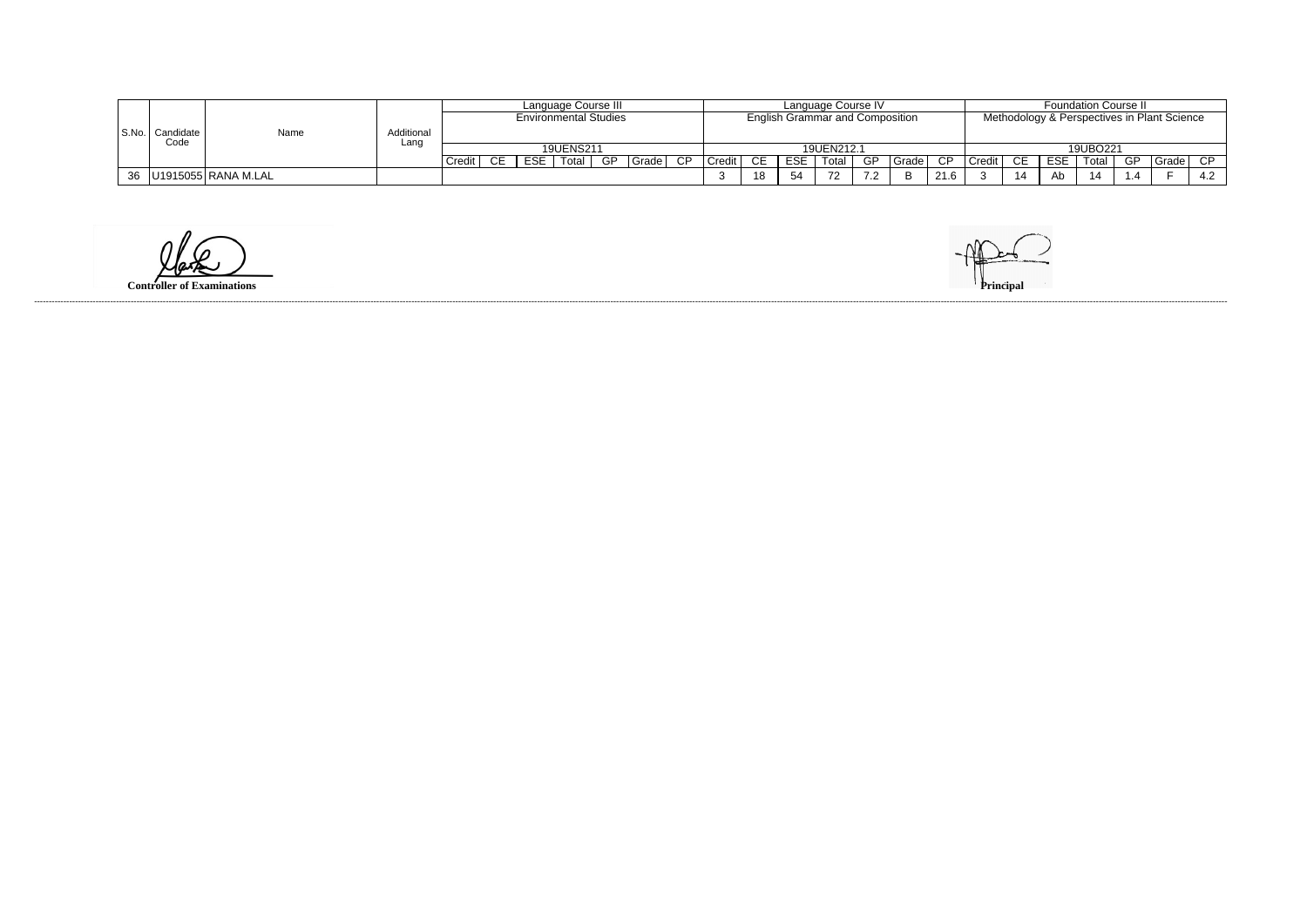| S.No. | Candidate Code | Name | Additional Lang | Language Course III | | | | | | | Language Course IV | | | | | | | Foundation Course II | | | | | | |
|---|---|---|---|---|---|---|---|---|---|---|---|---|---|---|---|---|---|---|---|---|---|---|---|---|
| | | | | Environmental Studies | | | | | | | English Grammar and Composition | | | | | | | Methodology & Perspectives in Plant Science | | | | | | |
| | | | | 19UENS211 | | | | | | | 19UEN212.1 | | | | | | | 19UBO221 | | | | | | |
| | | | | Credit | CE | ESE | Total | GP | Grade | CP | Credit | CE | ESE | Total | GP | Grade | CP | Credit | CE | ESE | Total | GP | Grade | CP |
| 36 | U1915055 | RANA M.LAL | | | | | | | | | 3 | 18 | 54 | 72 | 7.2 | B | 21.6 | 3 | 14 | Ab | 14 | 1.4 | F | 4.2 |

**Controller of Examinations**

**Principal**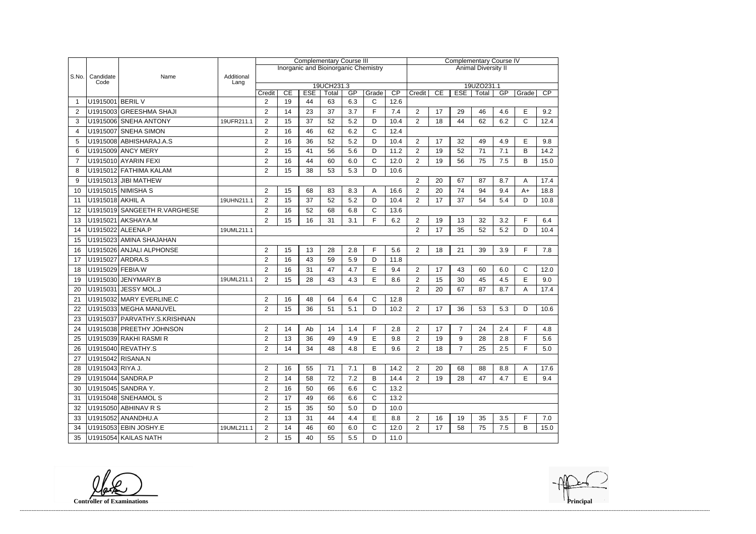| S.No. | Candidate Code | Name | Additional Lang | Complementary Course III | | | | | | | Complementary Course IV | | | | | | |
|---|---|---|---|---|---|---|---|---|---|---|---|---|---|---|---|---|---|
| | | | | Inorganic and Bioinorganic Chemistry | | | | | | | Animal Diversity II | | | | | | |
| | | | | 19UCH231.3 | | | | | | | 19UZO231.1 | | | | | | |
| | | | | Credit | CE | ESE | Total | GP | Grade | CP | Credit | CE | ESE | Total | GP | Grade | CP |
| 1 | U1915001 | BERIL V | | 2 | 19 | 44 | 63 | 6.3 | C | 12.6 | | | | | | | |
| 2 | U1915003 | GREESHMA SHAJI | | 2 | 14 | 23 | 37 | 3.7 | F | 7.4 | 2 | 17 | 29 | 46 | 4.6 | E | 9.2 |
| 3 | U1915006 | SNEHA ANTONY | 19UFR211.1 | 2 | 15 | 37 | 52 | 5.2 | D | 10.4 | 2 | 18 | 44 | 62 | 6.2 | C | 12.4 |
| 4 | U1915007 | SNEHA SIMON | | 2 | 16 | 46 | 62 | 6.2 | C | 12.4 | | | | | | | |
| 5 | U1915008 | ABHISHARAJ.A.S | | 2 | 16 | 36 | 52 | 5.2 | D | 10.4 | 2 | 17 | 32 | 49 | 4.9 | E | 9.8 |
| 6 | U1915009 | ANCY MERY | | 2 | 15 | 41 | 56 | 5.6 | D | 11.2 | 2 | 19 | 52 | 71 | 7.1 | B | 14.2 |
| 7 | U1915010 | AYARIN FEXI | | 2 | 16 | 44 | 60 | 6.0 | C | 12.0 | 2 | 19 | 56 | 75 | 7.5 | B | 15.0 |
| 8 | U1915012 | FATHIMA KALAM | | 2 | 15 | 38 | 53 | 5.3 | D | 10.6 | | | | | | | |
| 9 | U1915013 | JIBI MATHEW | | | | | | | | | 2 | 20 | 67 | 87 | 8.7 | A | 17.4 |
| 10 | U1915015 | NIMISHA S | | 2 | 15 | 68 | 83 | 8.3 | A | 16.6 | 2 | 20 | 74 | 94 | 9.4 | A+ | 18.8 |
| 11 | U1915018 | AKHIL A | 19UHN211.1 | 2 | 15 | 37 | 52 | 5.2 | D | 10.4 | 2 | 17 | 37 | 54 | 5.4 | D | 10.8 |
| 12 | U1915019 | SANGEETH R.VARGHESE | | 2 | 16 | 52 | 68 | 6.8 | C | 13.6 | | | | | | | |
| 13 | U1915021 | AKSHAYA.M | | 2 | 15 | 16 | 31 | 3.1 | F | 6.2 | 2 | 19 | 13 | 32 | 3.2 | F | 6.4 |
| 14 | U1915022 | ALEENA.P | 19UML211.1 | | | | | | | | 2 | 17 | 35 | 52 | 5.2 | D | 10.4 |
| 15 | U1915023 | AMINA SHAJAHAN | | | | | | | | | | | | | | | |
| 16 | U1915026 | ANJALI ALPHONSE | | 2 | 15 | 13 | 28 | 2.8 | F | 5.6 | 2 | 18 | 21 | 39 | 3.9 | F | 7.8 |
| 17 | U1915027 | ARDRA.S | | 2 | 16 | 43 | 59 | 5.9 | D | 11.8 | | | | | | | |
| 18 | U1915029 | FEBIA.W | | 2 | 16 | 31 | 47 | 4.7 | E | 9.4 | 2 | 17 | 43 | 60 | 6.0 | C | 12.0 |
| 19 | U1915030 | JENYMARY.B | 19UML211.1 | 2 | 15 | 28 | 43 | 4.3 | E | 8.6 | 2 | 15 | 30 | 45 | 4.5 | E | 9.0 |
| 20 | U1915031 | JESSY MOL.J | | | | | | | | | 2 | 20 | 67 | 87 | 8.7 | A | 17.4 |
| 21 | U1915032 | MARY EVERLINE.C | | 2 | 16 | 48 | 64 | 6.4 | C | 12.8 | | | | | | | |
| 22 | U1915033 | MEGHA MANUVEL | | 2 | 15 | 36 | 51 | 5.1 | D | 10.2 | 2 | 17 | 36 | 53 | 5.3 | D | 10.6 |
| 23 | U1915037 | PARVATHY.S.KRISHNAN | | | | | | | | | | | | | | | |
| 24 | U1915038 | PREETHY JOHNSON | | 2 | 14 | Ab | 14 | 1.4 | F | 2.8 | 2 | 17 | 7 | 24 | 2.4 | F | 4.8 |
| 25 | U1915039 | RAKHI RASMI R | | 2 | 13 | 36 | 49 | 4.9 | E | 9.8 | 2 | 19 | 9 | 28 | 2.8 | F | 5.6 |
| 26 | U1915040 | REVATHY.S | | 2 | 14 | 34 | 48 | 4.8 | E | 9.6 | 2 | 18 | 7 | 25 | 2.5 | F | 5.0 |
| 27 | U1915042 | RISANA.N | | | | | | | | | | | | | | | |
| 28 | U1915043 | RIYA J. | | 2 | 16 | 55 | 71 | 7.1 | B | 14.2 | 2 | 20 | 68 | 88 | 8.8 | A | 17.6 |
| 29 | U1915044 | SANDRA.P | | 2 | 14 | 58 | 72 | 7.2 | B | 14.4 | 2 | 19 | 28 | 47 | 4.7 | E | 9.4 |
| 30 | U1915045 | SANDRA Y. | | 2 | 16 | 50 | 66 | 6.6 | C | 13.2 | | | | | | | |
| 31 | U1915048 | SNEHAMOL S | | 2 | 17 | 49 | 66 | 6.6 | C | 13.2 | | | | | | | |
| 32 | U1915050 | ABHINAV R S | | 2 | 15 | 35 | 50 | 5.0 | D | 10.0 | | | | | | | |
| 33 | U1915052 | ANANDHU.A | | 2 | 13 | 31 | 44 | 4.4 | E | 8.8 | 2 | 16 | 19 | 35 | 3.5 | F | 7.0 |
| 34 | U1915053 | EBIN JOSHY.E | 19UML211.1 | 2 | 14 | 46 | 60 | 6.0 | C | 12.0 | 2 | 17 | 58 | 75 | 7.5 | B | 15.0 |
| 35 | U1915054 | KAILAS NATH | | 2 | 15 | 40 | 55 | 5.5 | D | 11.0 | | | | | | | |

**Controller of Examinations**

**Principal**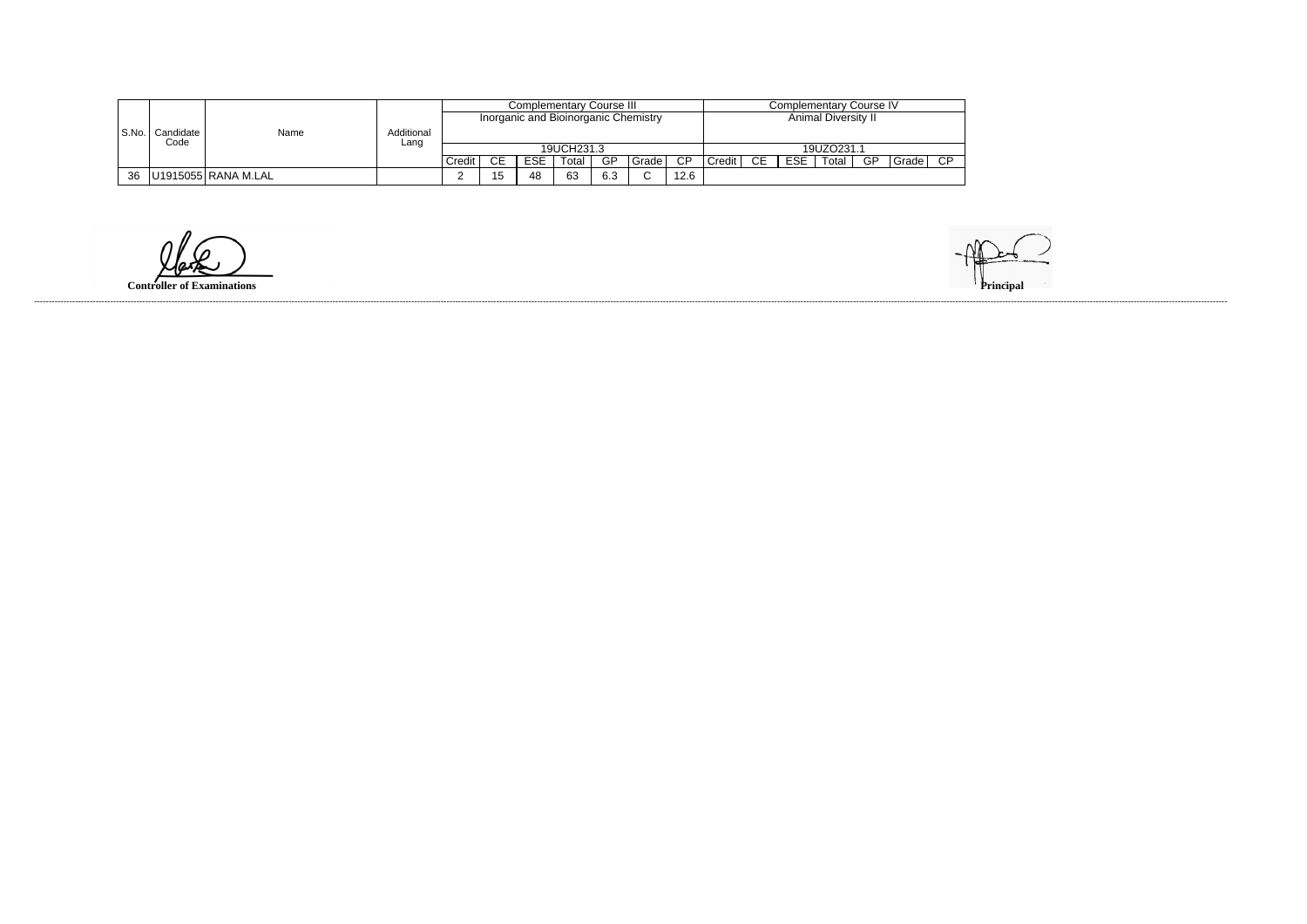| S.No. | Candidate Code | Name | Additional Lang | Complementary Course III | | | | | | | Complementary Course IV | | | | | | |
|---|---|---|---|---|---|---|---|---|---|---|---|---|---|---|---|---|---|
| | | | | Inorganic and Bioinorganic Chemistry | | | | | | | Animal Diversity II | | | | | | |
| | | | | 19UCH231.3 | | | | | | | 19UZO231.1 | | | | | | |
| | | | | Credit | CE | ESE | Total | GP | Grade | CP | Credit | CE | ESE | Total | GP | Grade | CP |
| 36 | U1915055 | RANA M.LAL | | 2 | 15 | 48 | 63 | 6.3 | C | 12.6 | | | | | | | |

**Controller of Examinations**

**Principal**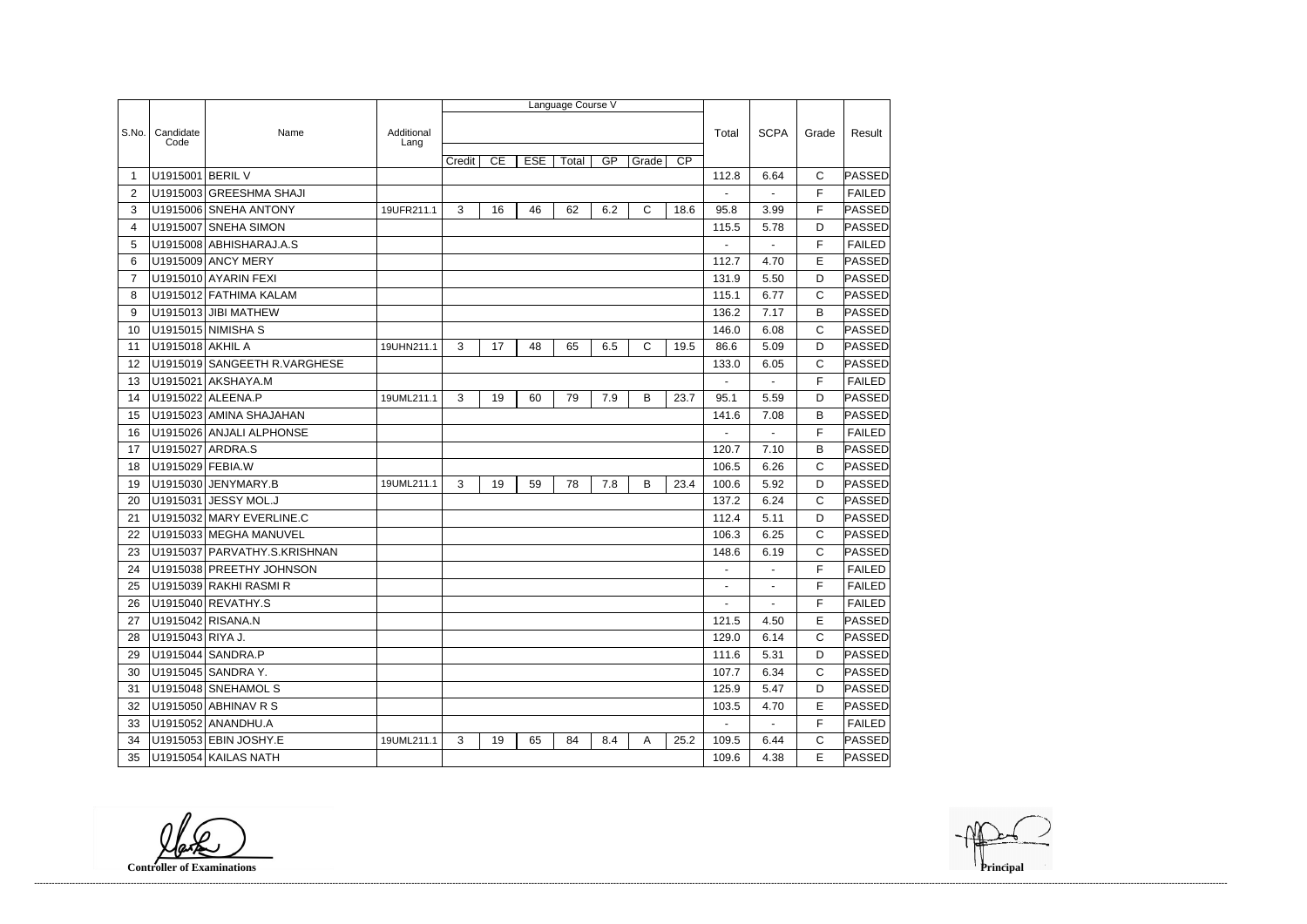| S.No. | Candidate Code | Name | Additional Lang | Language Course V | | | | | | | Total | SCPA | Grade | Result |
|---|---|---|---|---|---|---|---|---|---|---|---|---|---|---|
| | | | | Credit | CE | ESE | Total | GP | Grade | CP | | | | |
| 1 | U1915001 | BERIL V | | | | | | | | | 112.8 | 6.64 | C | PASSED |
| 2 | U1915003 | GREESHMA SHAJI | | | | | | | | | - | - | F | FAILED |
| 3 | U1915006 | SNEHA ANTONY | 19UFR211.1 | 3 | 16 | 46 | 62 | 6.2 | C | 18.6 | 95.8 | 3.99 | F | PASSED |
| 4 | U1915007 | SNEHA SIMON | | | | | | | | | 115.5 | 5.78 | D | PASSED |
| 5 | U1915008 | ABHISHARAJ.A.S | | | | | | | | | - | - | F | FAILED |
| 6 | U1915009 | ANCY MERY | | | | | | | | | 112.7 | 4.70 | E | PASSED |
| 7 | U1915010 | AYARIN FEXI | | | | | | | | | 131.9 | 5.50 | D | PASSED |
| 8 | U1915012 | FATHIMA KALAM | | | | | | | | | 115.1 | 6.77 | C | PASSED |
| 9 | U1915013 | JIBI MATHEW | | | | | | | | | 136.2 | 7.17 | B | PASSED |
| 10 | U1915015 | NIMISHA S | | | | | | | | | 146.0 | 6.08 | C | PASSED |
| 11 | U1915018 | AKHIL A | 19UHN211.1 | 3 | 17 | 48 | 65 | 6.5 | C | 19.5 | 86.6 | 5.09 | D | PASSED |
| 12 | U1915019 | SANGEETH R.VARGHESE | | | | | | | | | 133.0 | 6.05 | C | PASSED |
| 13 | U1915021 | AKSHAYA.M | | | | | | | | | - | - | F | FAILED |
| 14 | U1915022 | ALEENA.P | 19UML211.1 | 3 | 19 | 60 | 79 | 7.9 | B | 23.7 | 95.1 | 5.59 | D | PASSED |
| 15 | U1915023 | AMINA SHAJAHAN | | | | | | | | | 141.6 | 7.08 | B | PASSED |
| 16 | U1915026 | ANJALI ALPHONSE | | | | | | | | | - | - | F | FAILED |
| 17 | U1915027 | ARDRA.S | | | | | | | | | 120.7 | 7.10 | B | PASSED |
| 18 | U1915029 | FEBIA.W | | | | | | | | | 106.5 | 6.26 | C | PASSED |
| 19 | U1915030 | JENYMARY.B | 19UML211.1 | 3 | 19 | 59 | 78 | 7.8 | B | 23.4 | 100.6 | 5.92 | D | PASSED |
| 20 | U1915031 | JESSY MOL.J | | | | | | | | | 137.2 | 6.24 | C | PASSED |
| 21 | U1915032 | MARY EVERLINE.C | | | | | | | | | 112.4 | 5.11 | D | PASSED |
| 22 | U1915033 | MEGHA MANUVEL | | | | | | | | | 106.3 | 6.25 | C | PASSED |
| 23 | U1915037 | PARVATHY.S.KRISHNAN | | | | | | | | | 148.6 | 6.19 | C | PASSED |
| 24 | U1915038 | PREETHY JOHNSON | | | | | | | | | - | - | F | FAILED |
| 25 | U1915039 | RAKHI RASMI R | | | | | | | | | - | - | F | FAILED |
| 26 | U1915040 | REVATHY.S | | | | | | | | | - | - | F | FAILED |
| 27 | U1915042 | RISANA.N | | | | | | | | | 121.5 | 4.50 | E | PASSED |
| 28 | U1915043 | RIYA J. | | | | | | | | | 129.0 | 6.14 | C | PASSED |
| 29 | U1915044 | SANDRA.P | | | | | | | | | 111.6 | 5.31 | D | PASSED |
| 30 | U1915045 | SANDRA Y. | | | | | | | | | 107.7 | 6.34 | C | PASSED |
| 31 | U1915048 | SNEHAMOL S | | | | | | | | | 125.9 | 5.47 | D | PASSED |
| 32 | U1915050 | ABHINAV R S | | | | | | | | | 103.5 | 4.70 | E | PASSED |
| 33 | U1915052 | ANANDHU.A | | | | | | | | | - | - | F | FAILED |
| 34 | U1915053 | EBIN JOSHY.E | 19UML211.1 | 3 | 19 | 65 | 84 | 8.4 | A | 25.2 | 109.5 | 6.44 | C | PASSED |
| 35 | U1915054 | KAILAS NATH | | | | | | | | | 109.6 | 4.38 | E | PASSED |

**Controller of Examinations** **Principal**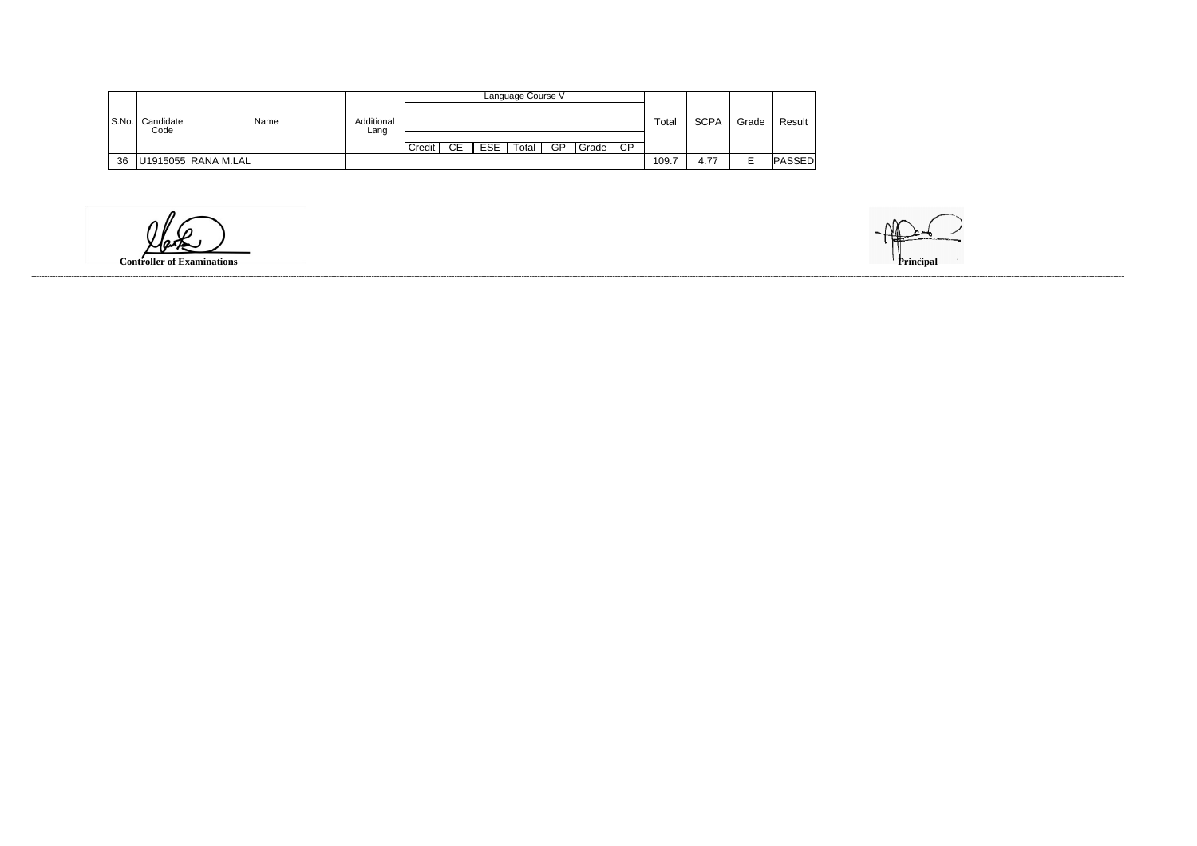| S.No. | Candidate Code | Name | Additional Lang | Language Course V | | | | | | | Total | SCPA | Grade | Result |
|---|---|---|---|---|---|---|---|---|---|---|---|---|---|---|
| | | | | Credit | CE | ESE | Total | GP | Grade | CP | | | | |
| 36 | U1915055 | RANA M.LAL | | | | | | | | | 109.7 | 4.77 | E | PASSED |

**Controller of Examinations**

**Principal**